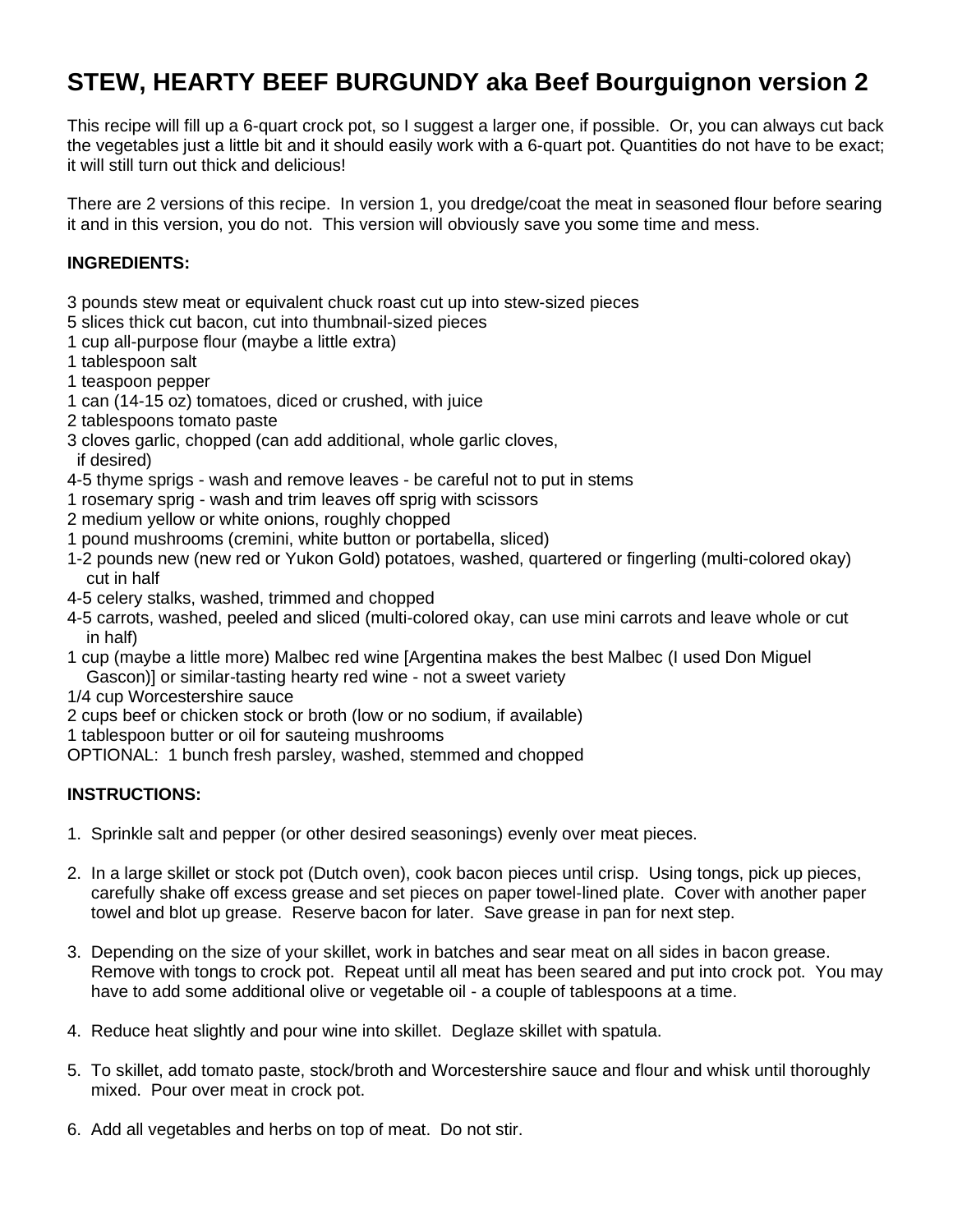# STEW, HEARTY BEEF BURGUNDY aka Beef Bourguignon version 2

This recipe will fill up a 6-quart crock pot, so I suggest a larger one, if possible. Or, you can always cut back the vegetables just a little bit and it should easily work with a 6-quart pot. Quantities do not have to be exact; it will still turn out thick and delicious!

There are 2 versions of this recipe. In version 1, you dredge/coat the meat in seasoned flour before searing it and in this version, you do not. This version will obviously save you some time and mess.

**INGREDIENTS:**

3 pounds stew meat or equivalent chuck roast cut up into stew-sized pieces
5 slices thick cut bacon, cut into thumbnail-sized pieces
1 cup all-purpose flour (maybe a little extra)
1 tablespoon salt
1 teaspoon pepper
1 can (14-15 oz) tomatoes, diced or crushed, with juice
2 tablespoons tomato paste
3 cloves garlic, chopped (can add additional, whole garlic cloves, if desired)
4-5 thyme sprigs - wash and remove leaves - be careful not to put in stems
1 rosemary sprig - wash and trim leaves off sprig with scissors
2 medium yellow or white onions, roughly chopped
1 pound mushrooms (cremini, white button or portabella, sliced)
1-2 pounds new (new red or Yukon Gold) potatoes, washed, quartered or fingerling (multi-colored okay) cut in half
4-5 celery stalks, washed, trimmed and chopped
4-5 carrots, washed, peeled and sliced (multi-colored okay, can use mini carrots and leave whole or cut in half)
1 cup (maybe a little more) Malbec red wine [Argentina makes the best Malbec (I used Don Miguel Gascon)] or similar-tasting hearty red wine - not a sweet variety
1/4 cup Worcestershire sauce
2 cups beef or chicken stock or broth (low or no sodium, if available)
1 tablespoon butter or oil for sauteing mushrooms
OPTIONAL: 1 bunch fresh parsley, washed, stemmed and chopped

**INSTRUCTIONS:**

1. Sprinkle salt and pepper (or other desired seasonings) evenly over meat pieces.

2. In a large skillet or stock pot (Dutch oven), cook bacon pieces until crisp. Using tongs, pick up pieces, carefully shake off excess grease and set pieces on paper towel-lined plate. Cover with another paper towel and blot up grease. Reserve bacon for later. Save grease in pan for next step.

3. Depending on the size of your skillet, work in batches and sear meat on all sides in bacon grease. Remove with tongs to crock pot. Repeat until all meat has been seared and put into crock pot. You may have to add some additional olive or vegetable oil - a couple of tablespoons at a time.

4. Reduce heat slightly and pour wine into skillet. Deglaze skillet with spatula.

5. To skillet, add tomato paste, stock/broth and Worcestershire sauce and flour and whisk until thoroughly mixed. Pour over meat in crock pot.

6. Add all vegetables and herbs on top of meat. Do not stir.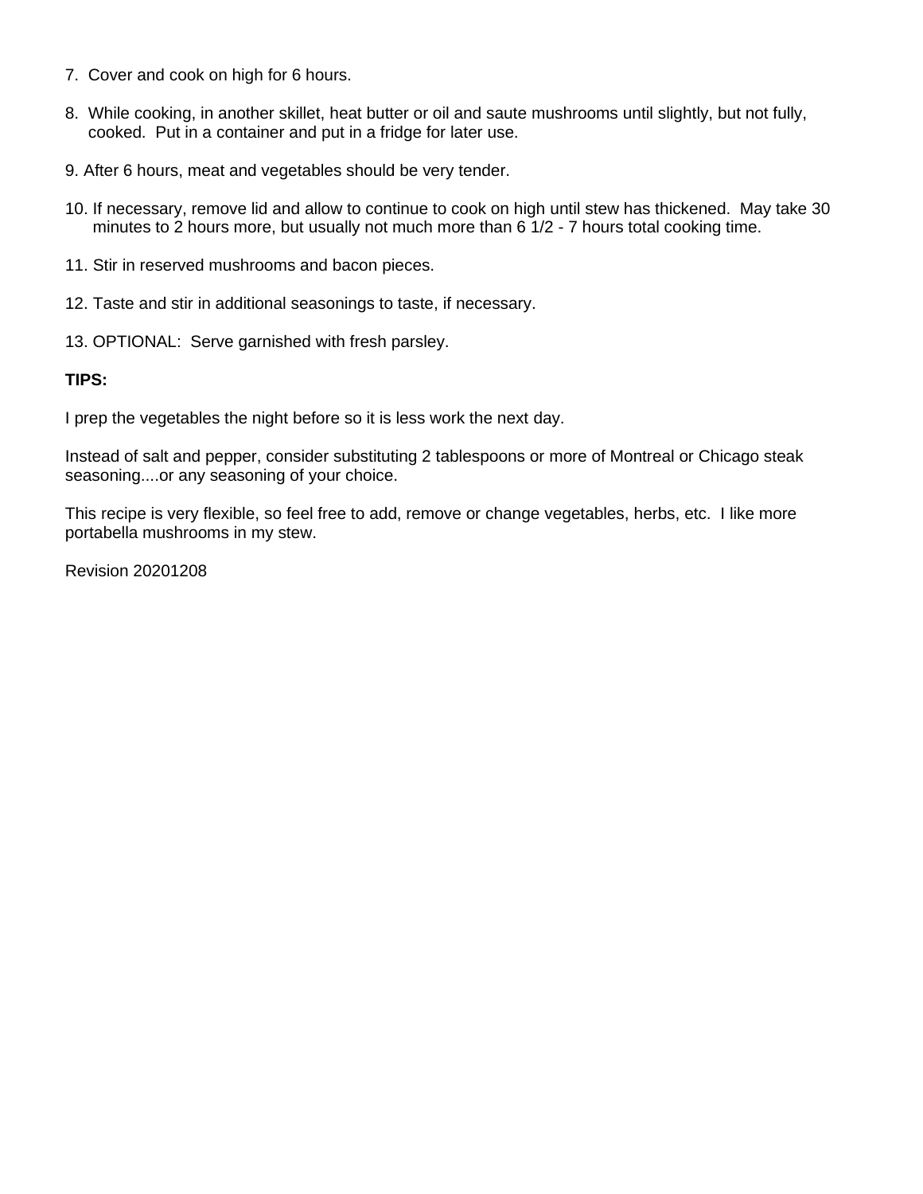7. Cover and cook on high for 6 hours.

8. While cooking, in another skillet, heat butter or oil and saute mushrooms until slightly, but not fully, cooked. Put in a container and put in a fridge for later use.

9. After 6 hours, meat and vegetables should be very tender.

10. If necessary, remove lid and allow to continue to cook on high until stew has thickened. May take 30 minutes to 2 hours more, but usually not much more than 6 1/2 - 7 hours total cooking time.

11. Stir in reserved mushrooms and bacon pieces.

12. Taste and stir in additional seasonings to taste, if necessary.

13. OPTIONAL: Serve garnished with fresh parsley.

**TIPS:**

I prep the vegetables the night before so it is less work the next day.

Instead of salt and pepper, consider substituting 2 tablespoons or more of Montreal or Chicago steak seasoning....or any seasoning of your choice.

This recipe is very flexible, so feel free to add, remove or change vegetables, herbs, etc. I like more portabella mushrooms in my stew.

Revision 20201208